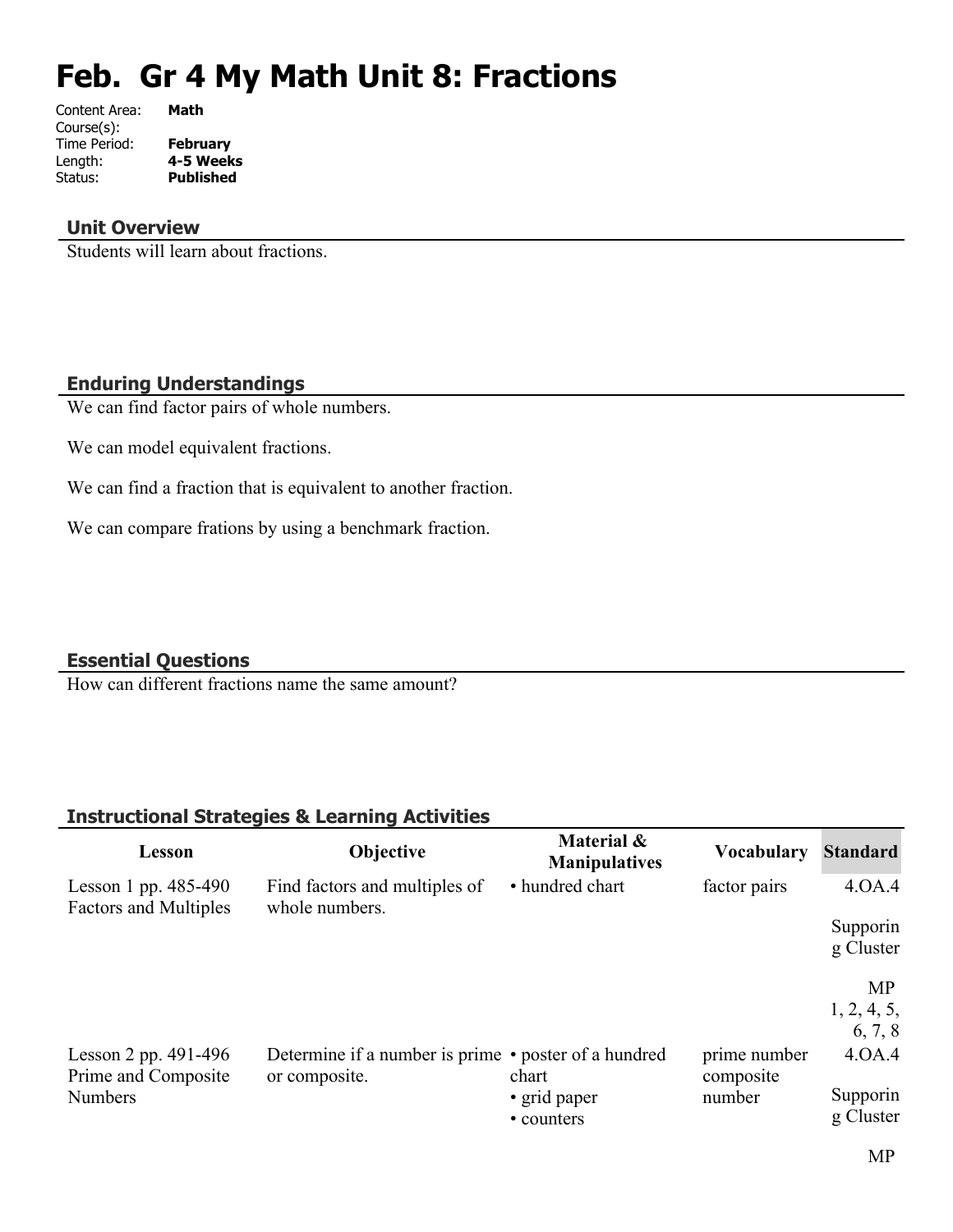# Feb. Gr 4 My Math Unit 8: Fractions

Content Area: **Math**
Course(s):
Time Period: **February**
Length: **4-5 Weeks**
Status: **Published**

## Unit Overview

Students will learn about fractions.

## Enduring Understandings

We can find factor pairs of whole numbers.

We can model equivalent fractions.

We can find a fraction that is equivalent to another fraction.

We can compare frations by using a benchmark fraction.

## Essential Questions

How can different fractions name the same amount?

## Instructional Strategies & Learning Activities

| Lesson | Objective | Material & Manipulatives | Vocabulary | Standard |
|---|---|---|---|---|
| Lesson 1 pp. 485-490 Factors and Multiples | Find factors and multiples of whole numbers. | • hundred chart | factor pairs | 4.OA.4<br><br>Supporting Cluster<br><br>MP 1, 2, 4, 5, 6, 7, 8 |
| Lesson 2 pp. 491-496 Prime and Composite Numbers | Determine if a number is prime or composite. | • poster of a hundred chart<br>• grid paper<br>• counters | prime number<br>composite number | 4.OA.4<br><br>Supporting Cluster<br><br>MP |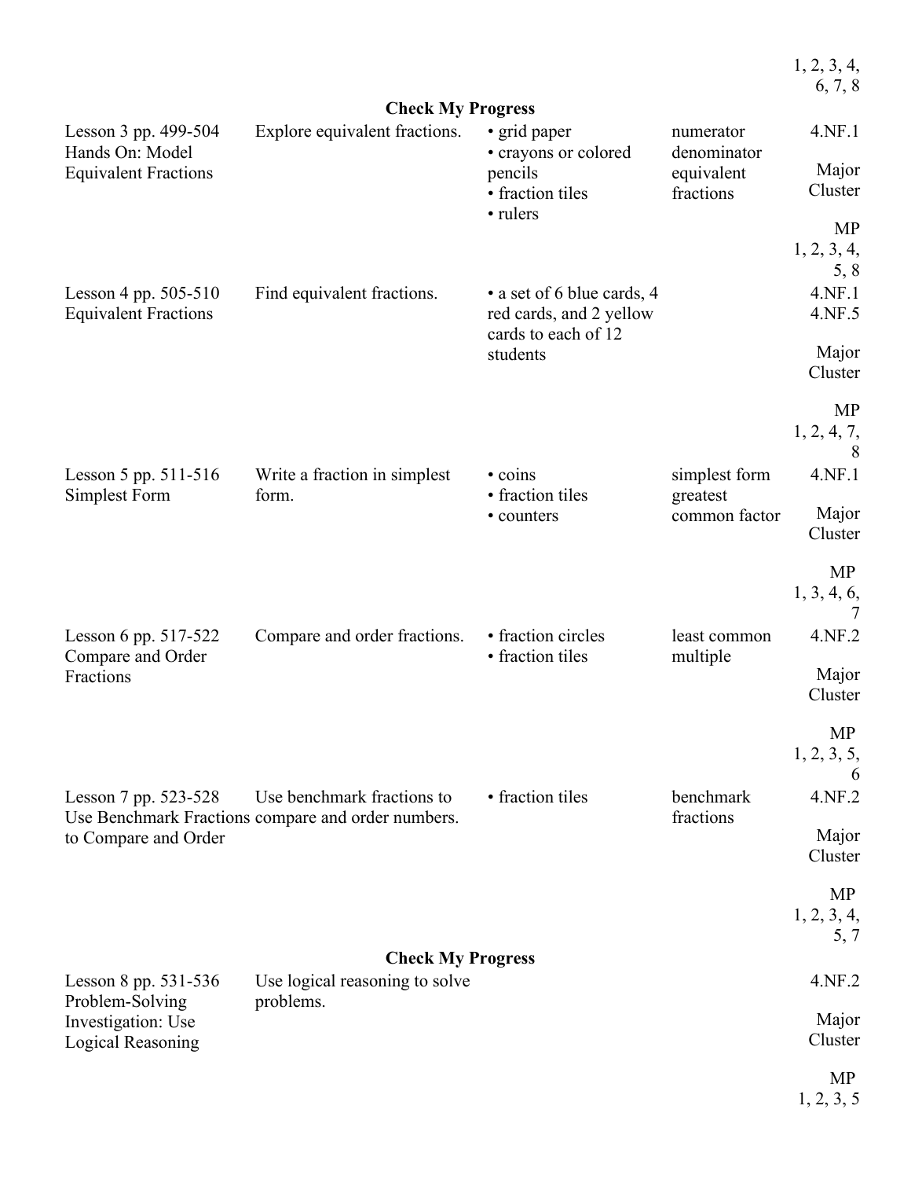|  |  |  |  | 1, 2, 3, 4, 6, 7, 8 |
|---|---|---|---|---|
| **Check My Progress** |  |  |  |  |
| Lesson 3 pp. 499-504 Hands On: Model Equivalent Fractions | Explore equivalent fractions. | • grid paper<br>• crayons or colored pencils<br>• fraction tiles<br>• rulers | numerator<br>denominator<br>equivalent fractions | 4.NF.1<br><br>Major Cluster<br><br>MP<br>1, 2, 3, 4, 5, 8 |
| Lesson 4 pp. 505-510 Equivalent Fractions | Find equivalent fractions. | • a set of 6 blue cards, 4 red cards, and 2 yellow cards to each of 12 students |  | 4.NF.1<br>4.NF.5<br><br>Major Cluster<br><br>MP<br>1, 2, 4, 7, 8 |
| Lesson 5 pp. 511-516 Simplest Form | Write a fraction in simplest form. | • coins<br>• fraction tiles<br>• counters | simplest form<br>greatest common factor | 4.NF.1<br><br>Major Cluster<br><br>MP<br>1, 3, 4, 6, 7 |
| Lesson 6 pp. 517-522 Compare and Order Fractions | Compare and order fractions. | • fraction circles<br>• fraction tiles | least common multiple | 4.NF.2<br><br>Major Cluster<br><br>MP<br>1, 2, 3, 5, 6 |
| Lesson 7 pp. 523-528 Use Benchmark Fractions to Compare and Order | Use benchmark fractions to compare and order numbers. | • fraction tiles | benchmark fractions | 4.NF.2<br><br>Major Cluster<br><br>MP<br>1, 2, 3, 4, 5, 7 |
| **Check My Progress** |  |  |  |  |
| Lesson 8 pp. 531-536 Problem-Solving Investigation: Use Logical Reasoning | Use logical reasoning to solve problems. |  |  | 4.NF.2<br><br>Major Cluster<br><br>MP<br>1, 2, 3, 5 |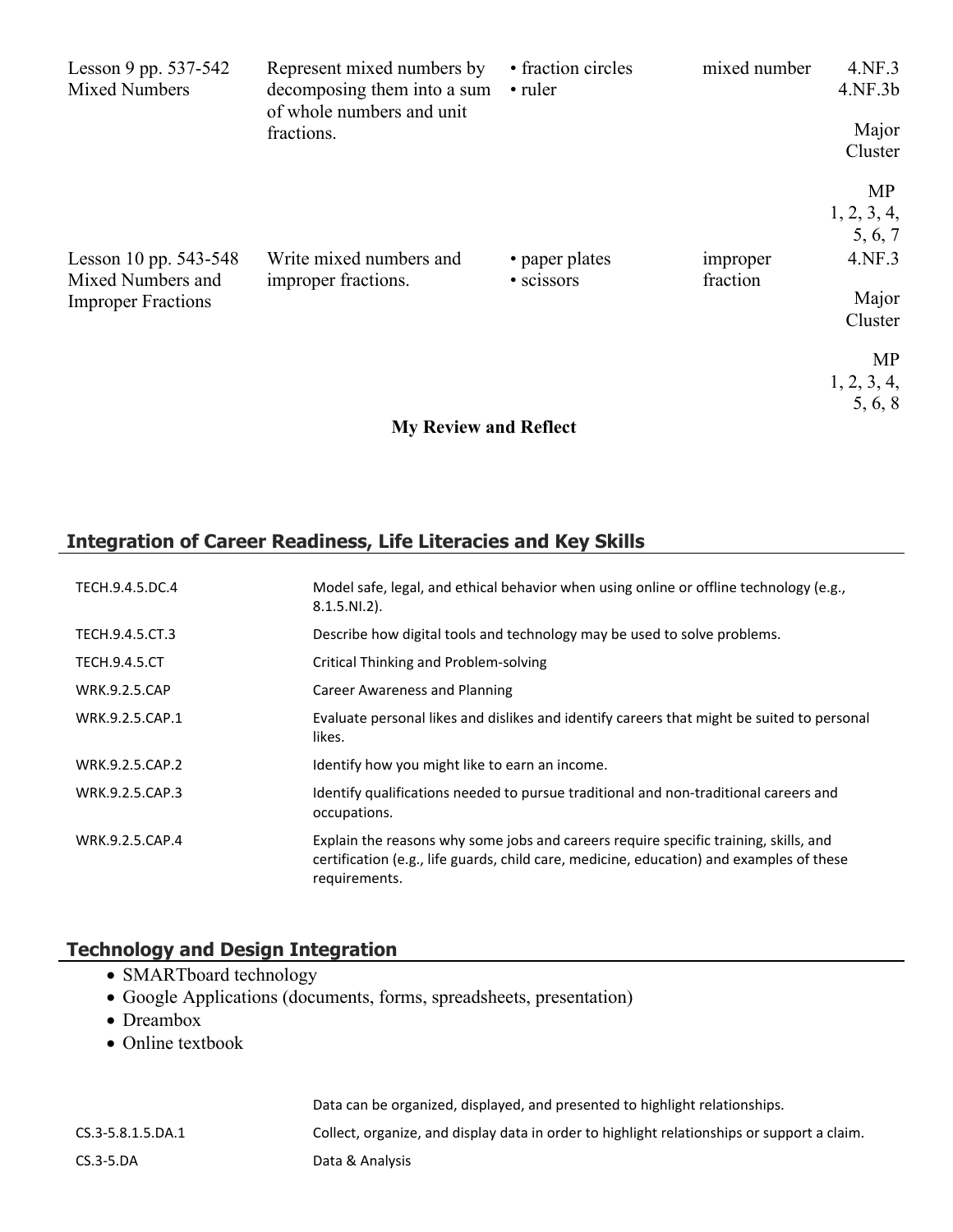| | | | | |
|---|---|---|---|---|
| Lesson 9 pp. 537-542 Mixed Numbers | Represent mixed numbers by decomposing them into a sum of whole numbers and unit fractions. | • fraction circles<br>• ruler | mixed number | 4.NF.3<br>4.NF.3b<br><br>Major Cluster<br><br>MP 1, 2, 3, 4, 5, 6, 7 |
| Lesson 10 pp. 543-548 Mixed Numbers and Improper Fractions | Write mixed numbers and improper fractions. | • paper plates<br>• scissors | improper fraction | 4.NF.3<br><br>Major Cluster<br><br>MP 1, 2, 3, 4, 5, 6, 8 |

**My Review and Reflect**

## Integration of Career Readiness, Life Literacies and Key Skills

| | |
|---|---|
| TECH.9.4.5.DC.4 | Model safe, legal, and ethical behavior when using online or offline technology (e.g., 8.1.5.NI.2). |
| TECH.9.4.5.CT.3 | Describe how digital tools and technology may be used to solve problems. |
| TECH.9.4.5.CT | Critical Thinking and Problem-solving |
| WRK.9.2.5.CAP | Career Awareness and Planning |
| WRK.9.2.5.CAP.1 | Evaluate personal likes and dislikes and identify careers that might be suited to personal likes. |
| WRK.9.2.5.CAP.2 | Identify how you might like to earn an income. |
| WRK.9.2.5.CAP.3 | Identify qualifications needed to pursue traditional and non-traditional careers and occupations. |
| WRK.9.2.5.CAP.4 | Explain the reasons why some jobs and careers require specific training, skills, and certification (e.g., life guards, child care, medicine, education) and examples of these requirements. |

## Technology and Design Integration

- SMARTboard technology
- Google Applications (documents, forms, spreadsheets, presentation)
- Dreambox
- Online textbook

| | |
|---|---|
| | Data can be organized, displayed, and presented to highlight relationships. |
| CS.3-5.8.1.5.DA.1 | Collect, organize, and display data in order to highlight relationships or support a claim. |
| CS.3-5.DA | Data & Analysis |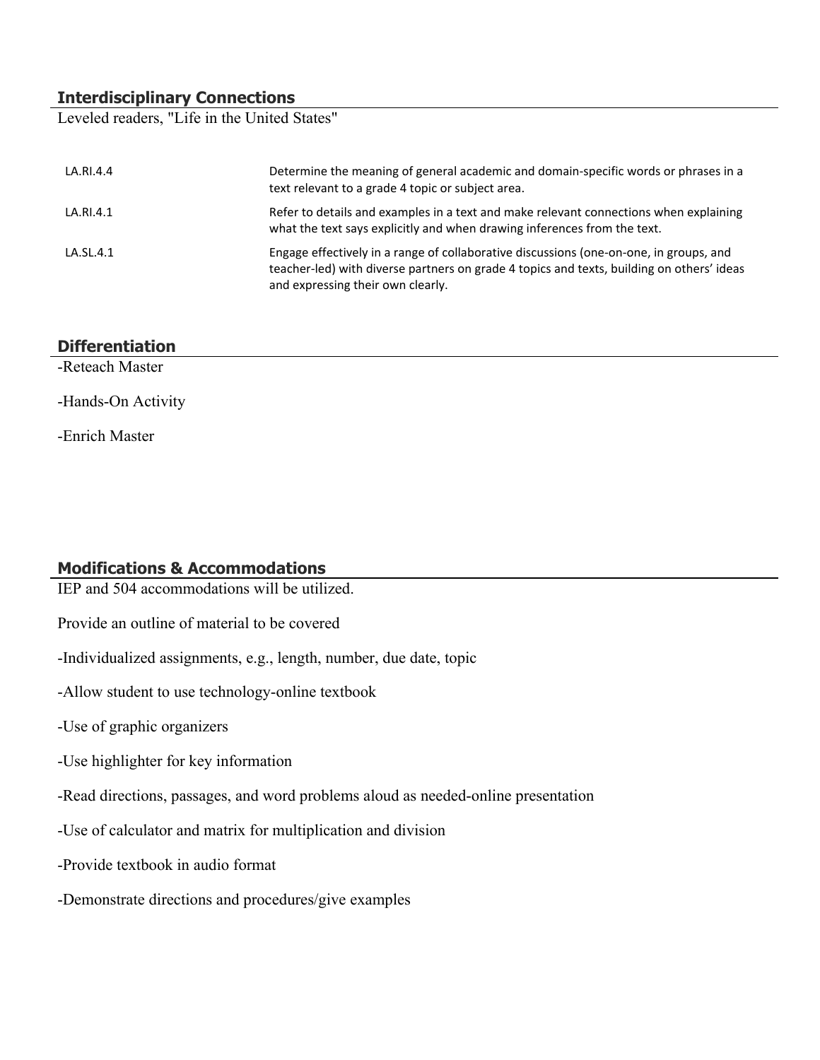## Interdisciplinary Connections

Leveled readers, "Life in the United States"

| | |
|---|---|
| LA.RI.4.4 | Determine the meaning of general academic and domain-specific words or phrases in a text relevant to a grade 4 topic or subject area. |
| LA.RI.4.1 | Refer to details and examples in a text and make relevant connections when explaining what the text says explicitly and when drawing inferences from the text. |
| LA.SL.4.1 | Engage effectively in a range of collaborative discussions (one-on-one, in groups, and teacher-led) with diverse partners on grade 4 topics and texts, building on others' ideas and expressing their own clearly. |

## Differentiation

-Reteach Master

-Hands-On Activity

-Enrich Master

## Modifications & Accommodations

IEP and 504 accommodations will be utilized.

Provide an outline of material to be covered

-Individualized assignments, e.g., length, number, due date, topic

-Allow student to use technology-online textbook

-Use of graphic organizers

-Use highlighter for key information

-Read directions, passages, and word problems aloud as needed-online presentation

-Use of calculator and matrix for multiplication and division

-Provide textbook in audio format

-Demonstrate directions and procedures/give examples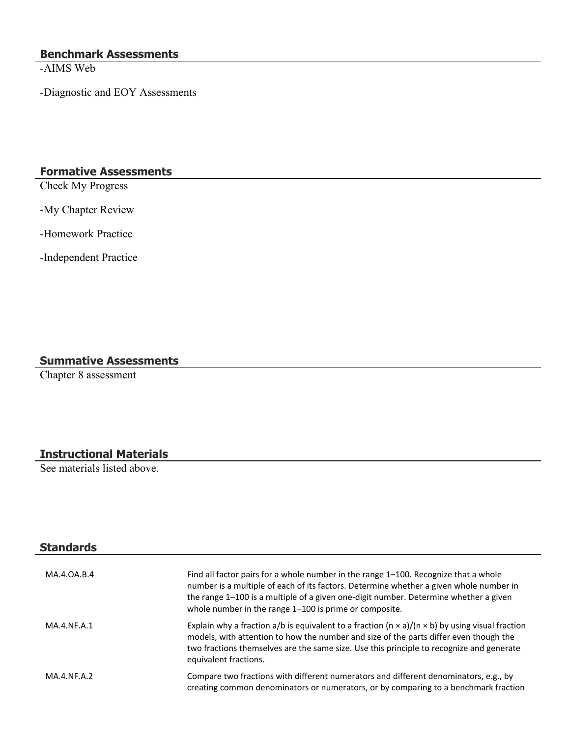## Benchmark Assessments

-AIMS Web

-Diagnostic and EOY Assessments

## Formative Assessments

Check My Progress

-My Chapter Review

-Homework Practice

-Independent Practice

## Summative Assessments

Chapter 8 assessment

## Instructional Materials

See materials listed above.

## Standards

| | |
|---|---|
| MA.4.OA.B.4 | Find all factor pairs for a whole number in the range 1–100. Recognize that a whole number is a multiple of each of its factors. Determine whether a given whole number in the range 1–100 is a multiple of a given one-digit number. Determine whether a given whole number in the range 1–100 is prime or composite. |
| MA.4.NF.A.1 | Explain why a fraction $a/b$ is equivalent to a fraction $(n \times a)/(n \times b)$ by using visual fraction models, with attention to how the number and size of the parts differ even though the two fractions themselves are the same size. Use this principle to recognize and generate equivalent fractions. |
| MA.4.NF.A.2 | Compare two fractions with different numerators and different denominators, e.g., by creating common denominators or numerators, or by comparing to a benchmark fraction |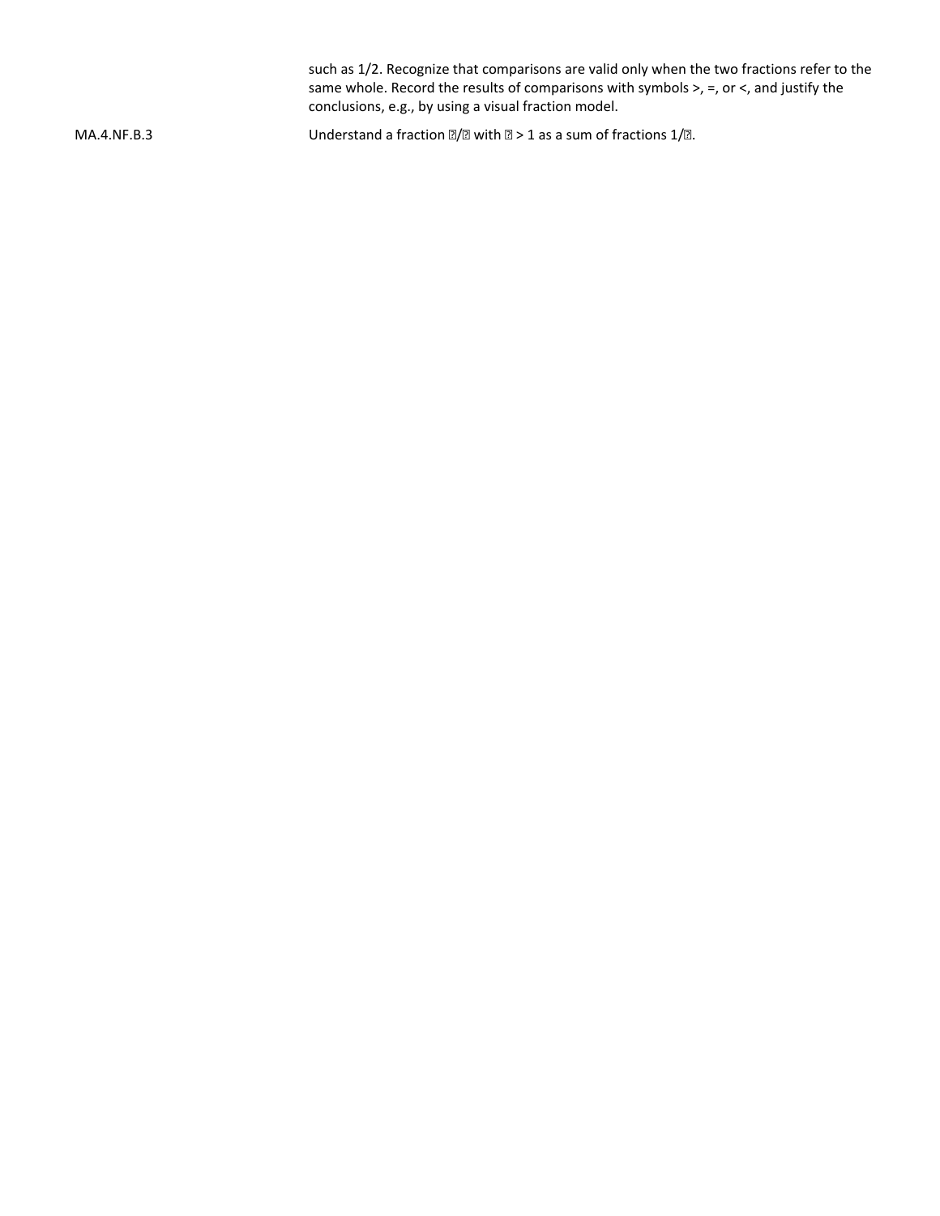| | |
|---|---|
| | such as 1/2. Recognize that comparisons are valid only when the two fractions refer to the same whole. Record the results of comparisons with symbols >, =, or <, and justify the conclusions, e.g., by using a visual fraction model. |
| MA.4.NF.B.3 | Understand a fraction $a/b$ with $a > 1$ as a sum of fractions $1/b$. |